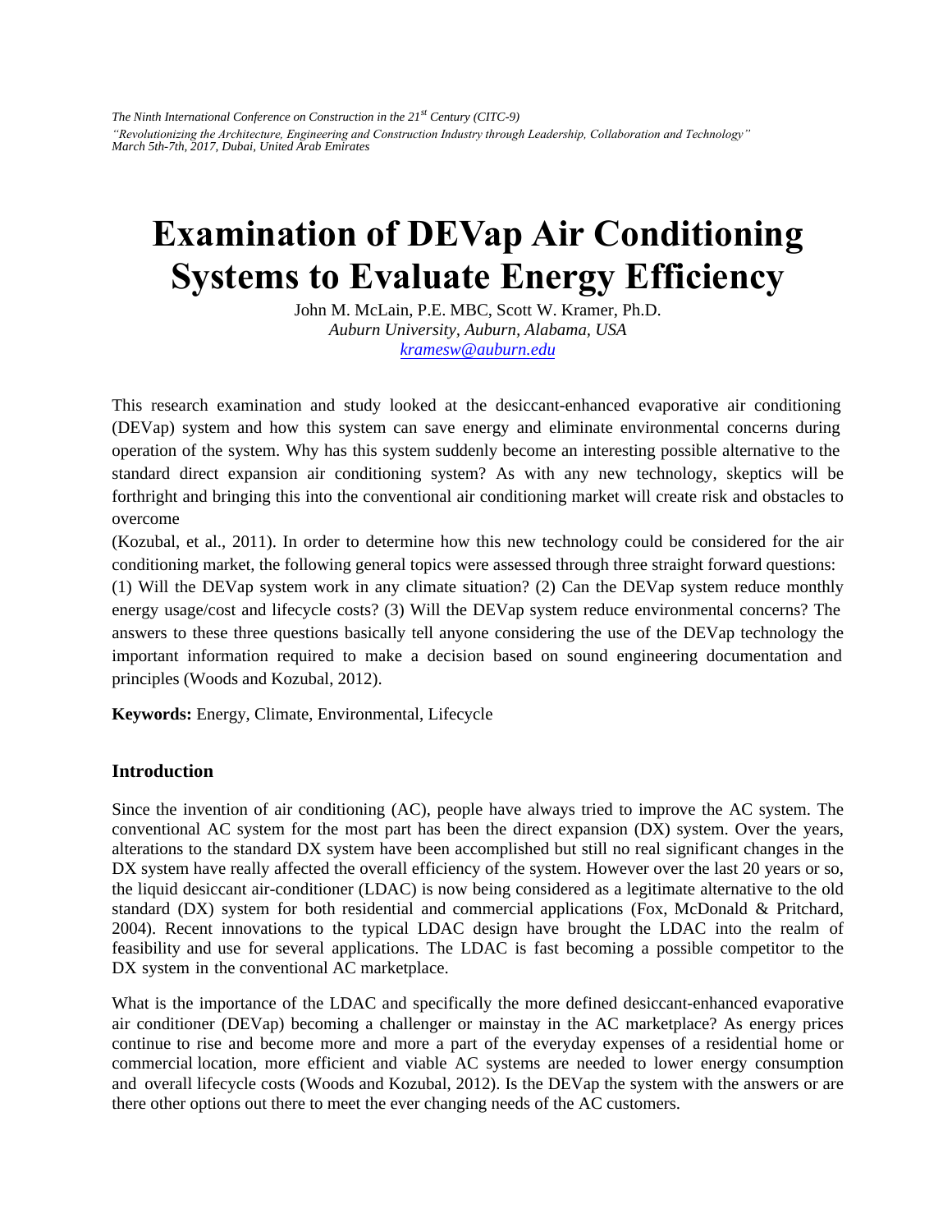# Examination of DEVap Air Conditioning Systems to Evaluate Energy Efficiency

John M. McLain, P.E. MBC, Scott W. Kramer, Ph.D.
*Auburn University, Auburn, Alabama, USA*
kramesw@auburn.edu

This research examination and study looked at the desiccant-enhanced evaporative air conditioning (DEVap) system and how this system can save energy and eliminate environmental concerns during operation of the system. Why has this system suddenly become an interesting possible alternative to the standard direct expansion air conditioning system? As with any new technology, skeptics will be forthright and bringing this into the conventional air conditioning market will create risk and obstacles to overcome

(Kozubal, et al., 2011). In order to determine how this new technology could be considered for the air conditioning market, the following general topics were assessed through three straight forward questions: (1) Will the DEVap system work in any climate situation? (2) Can the DEVap system reduce monthly energy usage/cost and lifecycle costs? (3) Will the DEVap system reduce environmental concerns? The answers to these three questions basically tell anyone considering the use of the DEVap technology the important information required to make a decision based on sound engineering documentation and principles (Woods and Kozubal, 2012).

**Keywords:** Energy, Climate, Environmental, Lifecycle

## Introduction

Since the invention of air conditioning (AC), people have always tried to improve the AC system. The conventional AC system for the most part has been the direct expansion (DX) system. Over the years, alterations to the standard DX system have been accomplished but still no real significant changes in the DX system have really affected the overall efficiency of the system. However over the last 20 years or so, the liquid desiccant air-conditioner (LDAC) is now being considered as a legitimate alternative to the old standard (DX) system for both residential and commercial applications (Fox, McDonald & Pritchard, 2004). Recent innovations to the typical LDAC design have brought the LDAC into the realm of feasibility and use for several applications. The LDAC is fast becoming a possible competitor to the DX system in the conventional AC marketplace.

What is the importance of the LDAC and specifically the more defined desiccant-enhanced evaporative air conditioner (DEVap) becoming a challenger or mainstay in the AC marketplace? As energy prices continue to rise and become more and more a part of the everyday expenses of a residential home or commercial location, more efficient and viable AC systems are needed to lower energy consumption and overall lifecycle costs (Woods and Kozubal, 2012). Is the DEVap the system with the answers or are there other options out there to meet the ever changing needs of the AC customers.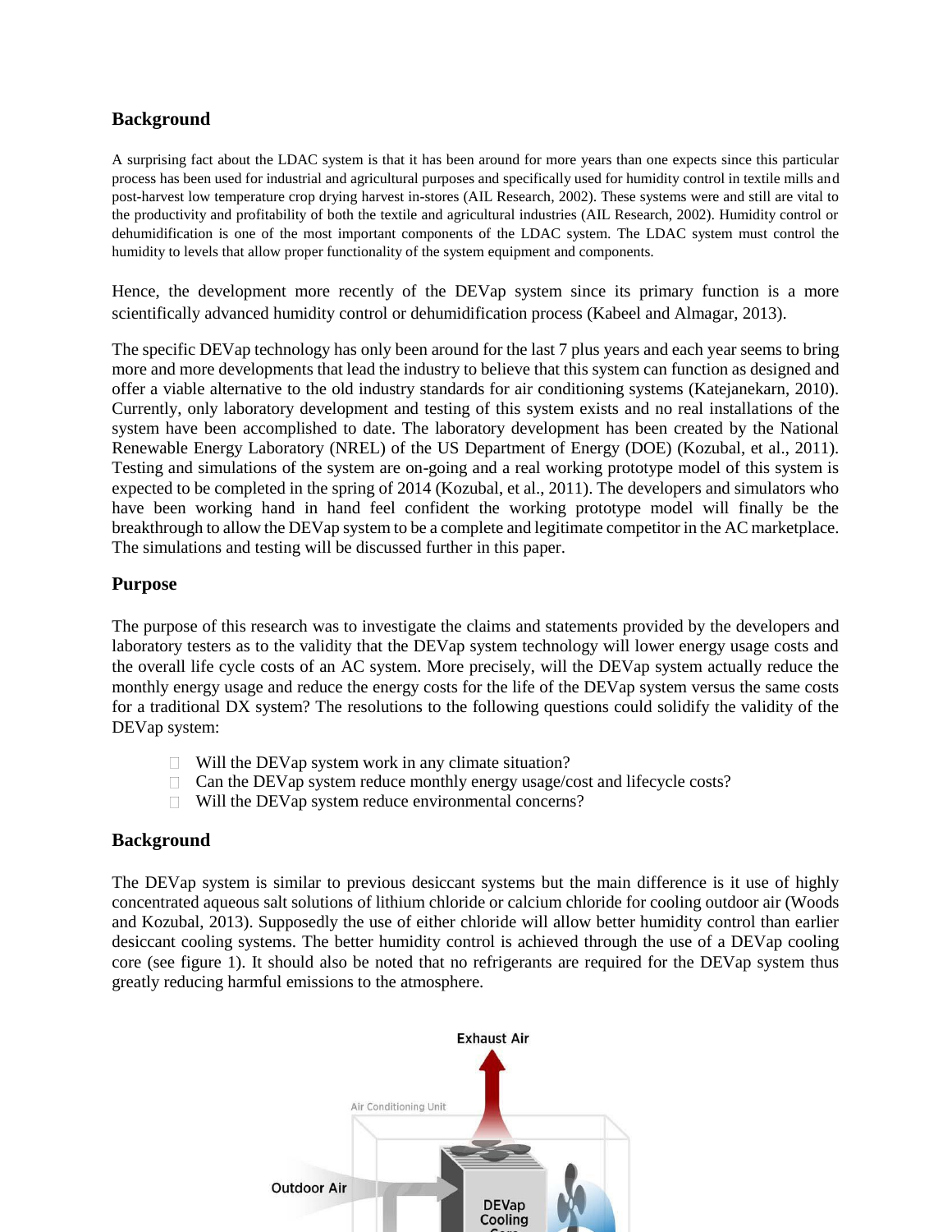## Background

A surprising fact about the LDAC system is that it has been around for more years than one expects since this particular process has been used for industrial and agricultural purposes and specifically used for humidity control in textile mills and post-harvest low temperature crop drying harvest in-stores (AIL Research, 2002). These systems were and still are vital to the productivity and profitability of both the textile and agricultural industries (AIL Research, 2002). Humidity control or dehumidification is one of the most important components of the LDAC system. The LDAC system must control the humidity to levels that allow proper functionality of the system equipment and components.

Hence, the development more recently of the DEVap system since its primary function is a more scientifically advanced humidity control or dehumidification process (Kabeel and Almagar, 2013).

The specific DEVap technology has only been around for the last 7 plus years and each year seems to bring more and more developments that lead the industry to believe that this system can function as designed and offer a viable alternative to the old industry standards for air conditioning systems (Katejanekarn, 2010). Currently, only laboratory development and testing of this system exists and no real installations of the system have been accomplished to date. The laboratory development has been created by the National Renewable Energy Laboratory (NREL) of the US Department of Energy (DOE) (Kozubal, et al., 2011). Testing and simulations of the system are on-going and a real working prototype model of this system is expected to be completed in the spring of 2014 (Kozubal, et al., 2011). The developers and simulators who have been working hand in hand feel confident the working prototype model will finally be the breakthrough to allow the DEVap system to be a complete and legitimate competitor in the AC marketplace. The simulations and testing will be discussed further in this paper.

## Purpose

The purpose of this research was to investigate the claims and statements provided by the developers and laboratory testers as to the validity that the DEVap system technology will lower energy usage costs and the overall life cycle costs of an AC system. More precisely, will the DEVap system actually reduce the monthly energy usage and reduce the energy costs for the life of the DEVap system versus the same costs for a traditional DX system? The resolutions to the following questions could solidify the validity of the DEVap system:

- Will the DEVap system work in any climate situation?
- Can the DEVap system reduce monthly energy usage/cost and lifecycle costs?
- Will the DEVap system reduce environmental concerns?

## Background

The DEVap system is similar to previous desiccant systems but the main difference is it use of highly concentrated aqueous salt solutions of lithium chloride or calcium chloride for cooling outdoor air (Woods and Kozubal, 2013). Supposedly the use of either chloride will allow better humidity control than earlier desiccant cooling systems. The better humidity control is achieved through the use of a DEVap cooling core (see figure 1). It should also be noted that no refrigerants are required for the DEVap system thus greatly reducing harmful emissions to the atmosphere.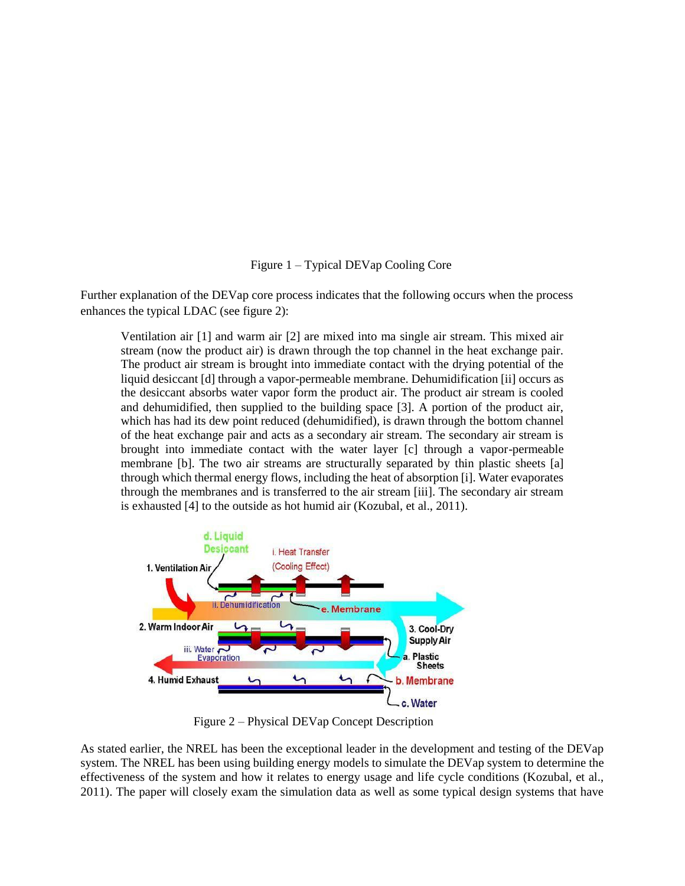Figure 1 – Typical DEVap Cooling Core

Further explanation of the DEVap core process indicates that the following occurs when the process enhances the typical LDAC (see figure 2):

> Ventilation air [1] and warm air [2] are mixed into ma single air stream. This mixed air stream (now the product air) is drawn through the top channel in the heat exchange pair. The product air stream is brought into immediate contact with the drying potential of the liquid desiccant [d] through a vapor-permeable membrane. Dehumidification [ii] occurs as the desiccant absorbs water vapor form the product air. The product air stream is cooled and dehumidified, then supplied to the building space [3]. A portion of the product air, which has had its dew point reduced (dehumidified), is drawn through the bottom channel of the heat exchange pair and acts as a secondary air stream. The secondary air stream is brought into immediate contact with the water layer [c] through a vapor-permeable membrane [b]. The two air streams are structurally separated by thin plastic sheets [a] through which thermal energy flows, including the heat of absorption [i]. Water evaporates through the membranes and is transferred to the air stream [iii]. The secondary air stream is exhausted [4] to the outside as hot humid air (Kozubal, et al., 2011).

Figure 2 – Physical DEVap Concept Description

As stated earlier, the NREL has been the exceptional leader in the development and testing of the DEVap system. The NREL has been using building energy models to simulate the DEVap system to determine the effectiveness of the system and how it relates to energy usage and life cycle conditions (Kozubal, et al., 2011). The paper will closely exam the simulation data as well as some typical design systems that have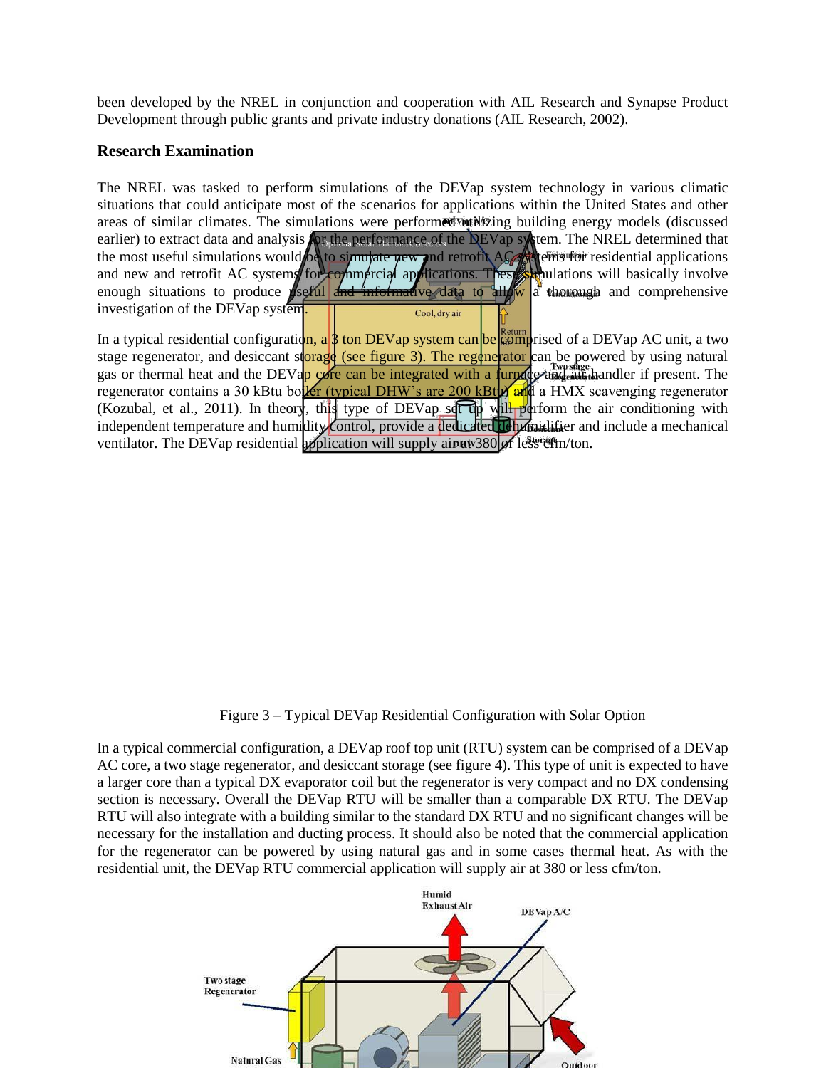been developed by the NREL in conjunction and cooperation with AIL Research and Synapse Product Development through public grants and private industry donations (AIL Research, 2002).

## Research Examination

The NREL was tasked to perform simulations of the DEVap system technology in various climatic situations that could anticipate most of the scenarios for applications within the United States and other areas of similar climates. The simulations were performed utilizing building energy models (discussed earlier) to extract data and analysis for the performance of the DEVap system. The NREL determined that the most useful simulations would be to simulate new and retrofit AC systems for residential applications and new and retrofit AC systems for commercial applications. These simulations will basically involve enough situations to produce useful and informative data to allow a thorough and comprehensive investigation of the DEVap system.

In a typical residential configuration, a 3 ton DEVap system can be comprised of a DEVap AC unit, a two stage regenerator, and desiccant storage (see figure 3). The regenerator can be powered by using natural gas or thermal heat and the DEVap core can be integrated with a furnace and air handler if present. The regenerator contains a 30 kBtu boiler (typical DHW's are 200 kBtu) and a HMX scavenging regenerator (Kozubal, et al., 2011). In theory, this type of DEVap set up will perform the air conditioning with independent temperature and humidity control, provide a dedicated dehumidifier and include a mechanical ventilator. The DEVap residential application will supply air at 380 or less cfm/ton.

Figure 3 – Typical DEVap Residential Configuration with Solar Option

In a typical commercial configuration, a DEVap roof top unit (RTU) system can be comprised of a DEVap AC core, a two stage regenerator, and desiccant storage (see figure 4). This type of unit is expected to have a larger core than a typical DX evaporator coil but the regenerator is very compact and no DX condensing section is necessary. Overall the DEVap RTU will be smaller than a comparable DX RTU. The DEVap RTU will also integrate with a building similar to the standard DX RTU and no significant changes will be necessary for the installation and ducting process. It should also be noted that the commercial application for the regenerator can be powered by using natural gas and in some cases thermal heat. As with the residential unit, the DEVap RTU commercial application will supply air at 380 or less cfm/ton.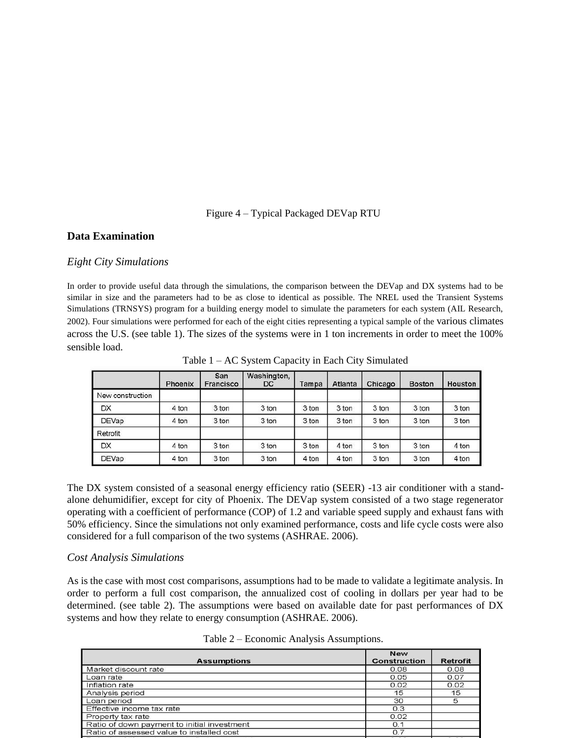Figure 4 – Typical Packaged DEVap RTU

## Data Examination

### *Eight City Simulations*

In order to provide useful data through the simulations, the comparison between the DEVap and DX systems had to be similar in size and the parameters had to be as close to identical as possible. The NREL used the Transient Systems Simulations (TRNSYS) program for a building energy model to simulate the parameters for each system (AIL Research, 2002). Four simulations were performed for each of the eight cities representing a typical sample of the various climates across the U.S. (see table 1). The sizes of the systems were in 1 ton increments in order to meet the 100% sensible load.

Table 1 – AC System Capacity in Each City Simulated

| | Phoenix | San Francisco | Washington, DC | Tampa | Atlanta | Chicago | Boston | Houston |
|---|---|---|---|---|---|---|---|---|
| New construction | | | | | | | | |
| DX | 4 ton | 3 ton | 3 ton | 3 ton | 3 ton | 3 ton | 3 ton | 3 ton |
| DEVap | 4 ton | 3 ton | 3 ton | 3 ton | 3 ton | 3 ton | 3 ton | 3 ton |
| Retrofit | | | | | | | | |
| DX | 4 ton | 3 ton | 3 ton | 3 ton | 4 ton | 3 ton | 3 ton | 4 ton |
| DEVap | 4 ton | 3 ton | 3 ton | 4 ton | 4 ton | 3 ton | 3 ton | 4 ton |

The DX system consisted of a seasonal energy efficiency ratio (SEER) -13 air conditioner with a stand-alone dehumidifier, except for city of Phoenix. The DEVap system consisted of a two stage regenerator operating with a coefficient of performance (COP) of 1.2 and variable speed supply and exhaust fans with 50% efficiency. Since the simulations not only examined performance, costs and life cycle costs were also considered for a full comparison of the two systems (ASHRAE. 2006).

### *Cost Analysis Simulations*

As is the case with most cost comparisons, assumptions had to be made to validate a legitimate analysis. In order to perform a full cost comparison, the annualized cost of cooling in dollars per year had to be determined. (see table 2). The assumptions were based on available date for past performances of DX systems and how they relate to energy consumption (ASHRAE. 2006).

Table 2 – Economic Analysis Assumptions.

| Assumptions | New Construction | Retrofit |
|---|---|---|
| Market discount rate | 0.08 | 0.08 |
| Loan rate | 0.05 | 0.07 |
| Inflation rate | 0.02 | 0.02 |
| Analysis period | 15 | 15 |
| Loan period | 30 | 5 |
| Effective income tax rate | 0.3 | |
| Property tax rate | 0.02 | |
| Ratio of down payment to initial investment | 0.1 | |
| Ratio of assessed value to installed cost | 0.7 | |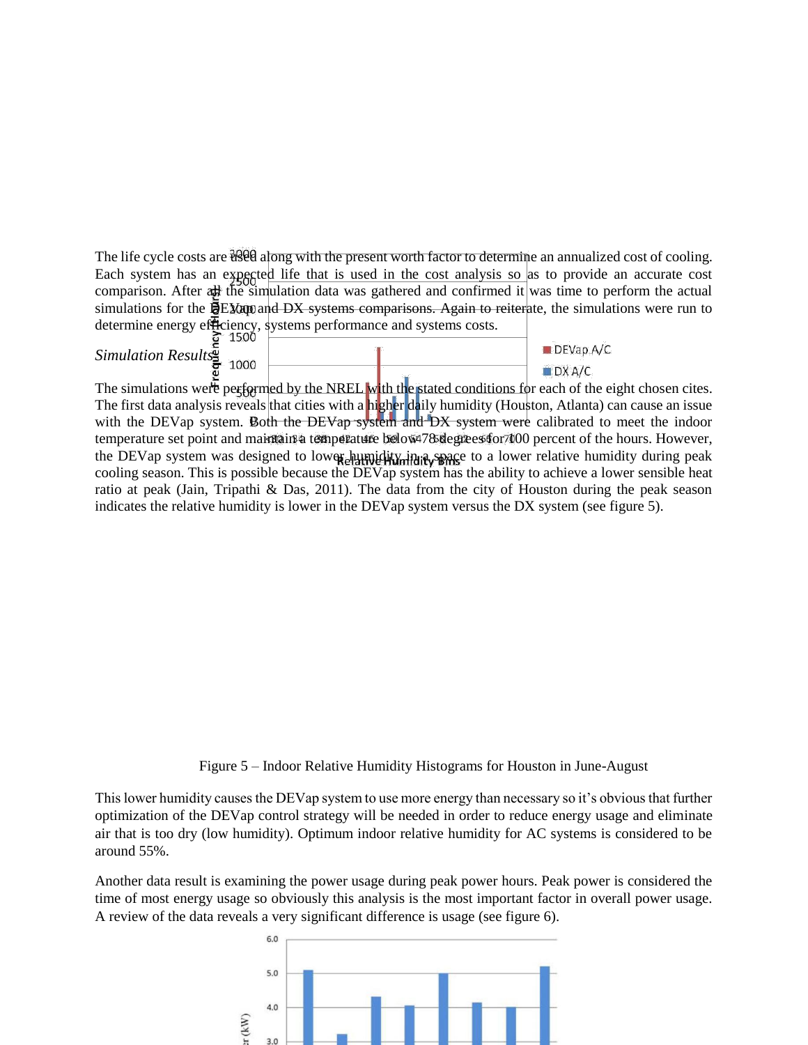The life cycle costs are used along with the present worth factor to determine an annualized cost of cooling. Each system has an expected life that is used in the cost analysis so as to provide an accurate cost comparison. After all the simulation data was gathered and confirmed it was time to perform the actual simulations for the DEVap and DX systems comparisons. Again to reiterate, the simulations were run to determine energy efficiency, systems performance and systems costs.

*Simulation Results*

The simulations were performed by the NREL with the stated conditions for each of the eight chosen cites. The first data analysis reveals that cities with a higher daily humidity (Houston, Atlanta) can cause an issue with the DEVap system. Both the DEVap system and DX system were calibrated to meet the indoor temperature set point and maintain a temperature below 78 degrees for 100 percent of the hours. However, the DEVap system was designed to lower humidity in a space to a lower relative humidity during peak cooling season. This is possible because the DEVap system has the ability to achieve a lower sensible heat ratio at peak (Jain, Tripathi & Das, 2011). The data from the city of Houston during the peak season indicates the relative humidity is lower in the DEVap system versus the DX system (see figure 5).

Figure 5 – Indoor Relative Humidity Histograms for Houston in June-August

This lower humidity causes the DEVap system to use more energy than necessary so it's obvious that further optimization of the DEVap control strategy will be needed in order to reduce energy usage and eliminate air that is too dry (low humidity). Optimum indoor relative humidity for AC systems is considered to be around 55%.

Another data result is examining the power usage during peak power hours. Peak power is considered the time of most energy usage so obviously this analysis is the most important factor in overall power usage. A review of the data reveals a very significant difference is usage (see figure 6).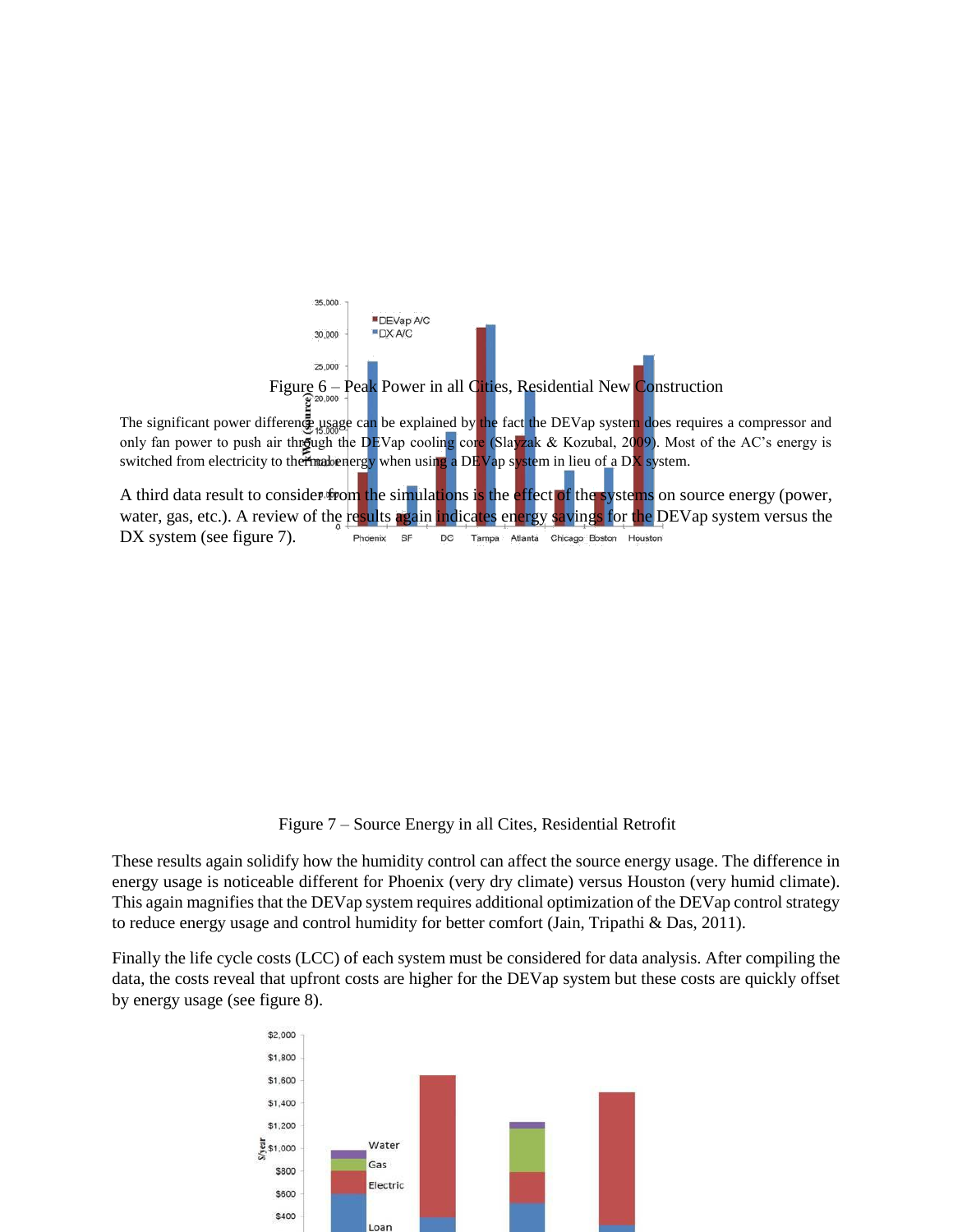Figure 6 – Peak Power in all Cities, Residential New Construction

The significant power difference usage can be explained by the fact the DEVap system does requires a compressor and only fan power to push air through the DEVap cooling core (Slayzak & Kozubal, 2009). Most of the AC's energy is switched from electricity to thermal energy when using a DEVap system in lieu of a DX system.

A third data result to consider from the simulations is the effect of the systems on source energy (power, water, gas, etc.). A review of the results again indicates energy savings for the DEVap system versus the DX system (see figure 7).

Figure 7 – Source Energy in all Cites, Residential Retrofit

These results again solidify how the humidity control can affect the source energy usage. The difference in energy usage is noticeable different for Phoenix (very dry climate) versus Houston (very humid climate). This again magnifies that the DEVap system requires additional optimization of the DEVap control strategy to reduce energy usage and control humidity for better comfort (Jain, Tripathi & Das, 2011).

Finally the life cycle costs (LCC) of each system must be considered for data analysis. After compiling the data, the costs reveal that upfront costs are higher for the DEVap system but these costs are quickly offset by energy usage (see figure 8).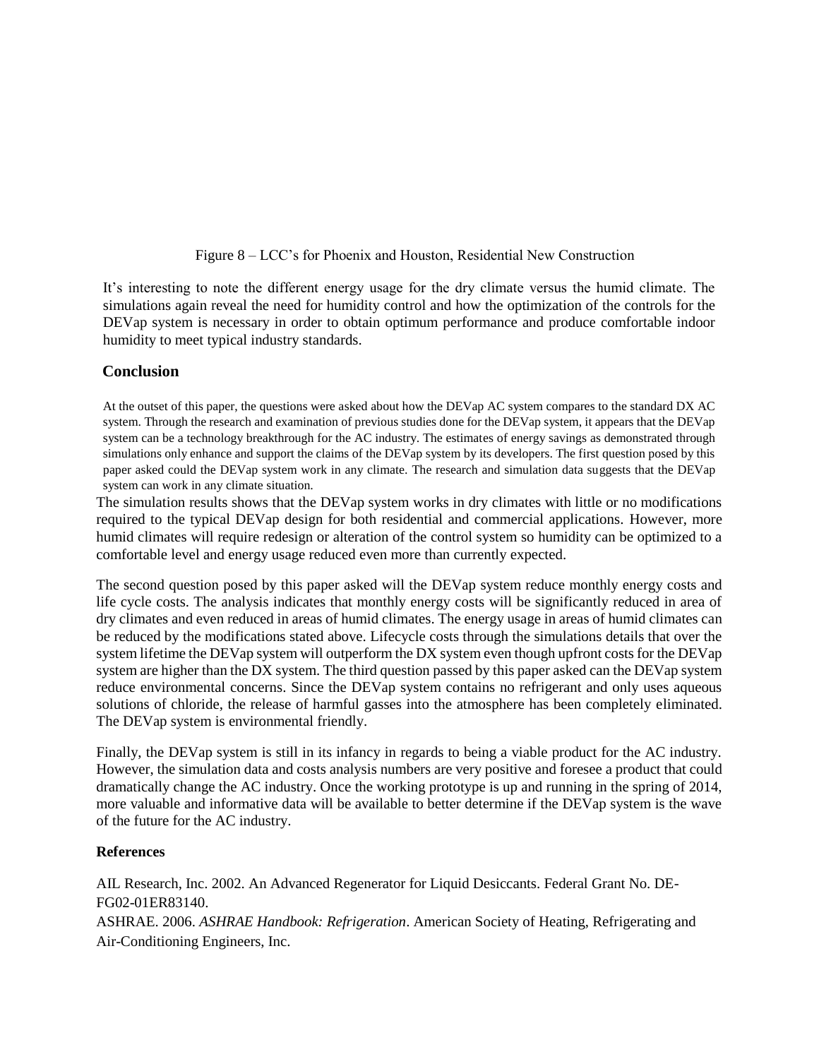Figure 8 – LCC's for Phoenix and Houston, Residential New Construction

It's interesting to note the different energy usage for the dry climate versus the humid climate. The simulations again reveal the need for humidity control and how the optimization of the controls for the DEVap system is necessary in order to obtain optimum performance and produce comfortable indoor humidity to meet typical industry standards.

## Conclusion

At the outset of this paper, the questions were asked about how the DEVap AC system compares to the standard DX AC system. Through the research and examination of previous studies done for the DEVap system, it appears that the DEVap system can be a technology breakthrough for the AC industry. The estimates of energy savings as demonstrated through simulations only enhance and support the claims of the DEVap system by its developers. The first question posed by this paper asked could the DEVap system work in any climate. The research and simulation data suggests that the DEVap system can work in any climate situation.

The simulation results shows that the DEVap system works in dry climates with little or no modifications required to the typical DEVap design for both residential and commercial applications. However, more humid climates will require redesign or alteration of the control system so humidity can be optimized to a comfortable level and energy usage reduced even more than currently expected.

The second question posed by this paper asked will the DEVap system reduce monthly energy costs and life cycle costs. The analysis indicates that monthly energy costs will be significantly reduced in area of dry climates and even reduced in areas of humid climates. The energy usage in areas of humid climates can be reduced by the modifications stated above. Lifecycle costs through the simulations details that over the system lifetime the DEVap system will outperform the DX system even though upfront costs for the DEVap system are higher than the DX system. The third question passed by this paper asked can the DEVap system reduce environmental concerns. Since the DEVap system contains no refrigerant and only uses aqueous solutions of chloride, the release of harmful gasses into the atmosphere has been completely eliminated. The DEVap system is environmental friendly.

Finally, the DEVap system is still in its infancy in regards to being a viable product for the AC industry. However, the simulation data and costs analysis numbers are very positive and foresee a product that could dramatically change the AC industry. Once the working prototype is up and running in the spring of 2014, more valuable and informative data will be available to better determine if the DEVap system is the wave of the future for the AC industry.

**References**

AIL Research, Inc. 2002. An Advanced Regenerator for Liquid Desiccants. Federal Grant No. DE-FG02-01ER83140.

ASHRAE. 2006. *ASHRAE Handbook: Refrigeration*. American Society of Heating, Refrigerating and Air-Conditioning Engineers, Inc.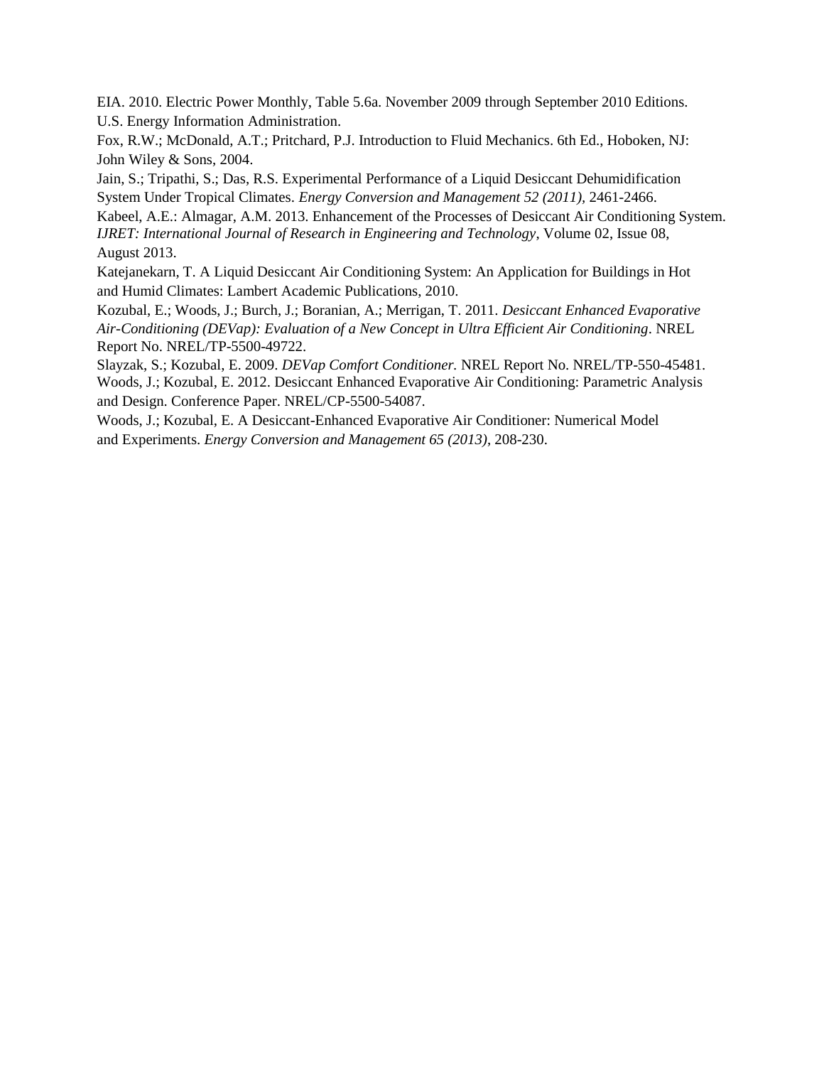EIA. 2010. Electric Power Monthly, Table 5.6a. November 2009 through September 2010 Editions. U.S. Energy Information Administration.

Fox, R.W.; McDonald, A.T.; Pritchard, P.J. Introduction to Fluid Mechanics. 6th Ed., Hoboken, NJ: John Wiley & Sons, 2004.

Jain, S.; Tripathi, S.; Das, R.S. Experimental Performance of a Liquid Desiccant Dehumidification System Under Tropical Climates. *Energy Conversion and Management 52 (2011),* 2461-2466.

Kabeel, A.E.: Almagar, A.M. 2013. Enhancement of the Processes of Desiccant Air Conditioning System. *IJRET: International Journal of Research in Engineering and Technology*, Volume 02, Issue 08, August 2013.

Katejanekarn, T. A Liquid Desiccant Air Conditioning System: An Application for Buildings in Hot and Humid Climates: Lambert Academic Publications, 2010.

Kozubal, E.; Woods, J.; Burch, J.; Boranian, A.; Merrigan, T. 2011. *Desiccant Enhanced Evaporative Air-Conditioning (DEVap): Evaluation of a New Concept in Ultra Efficient Air Conditioning*. NREL Report No. NREL/TP-5500-49722.

Slayzak, S.; Kozubal, E. 2009. *DEVap Comfort Conditioner.* NREL Report No. NREL/TP-550-45481.

Woods, J.; Kozubal, E. 2012. Desiccant Enhanced Evaporative Air Conditioning: Parametric Analysis and Design. Conference Paper. NREL/CP-5500-54087.

Woods, J.; Kozubal, E. A Desiccant-Enhanced Evaporative Air Conditioner: Numerical Model and Experiments. *Energy Conversion and Management 65 (2013)*, 208-230.